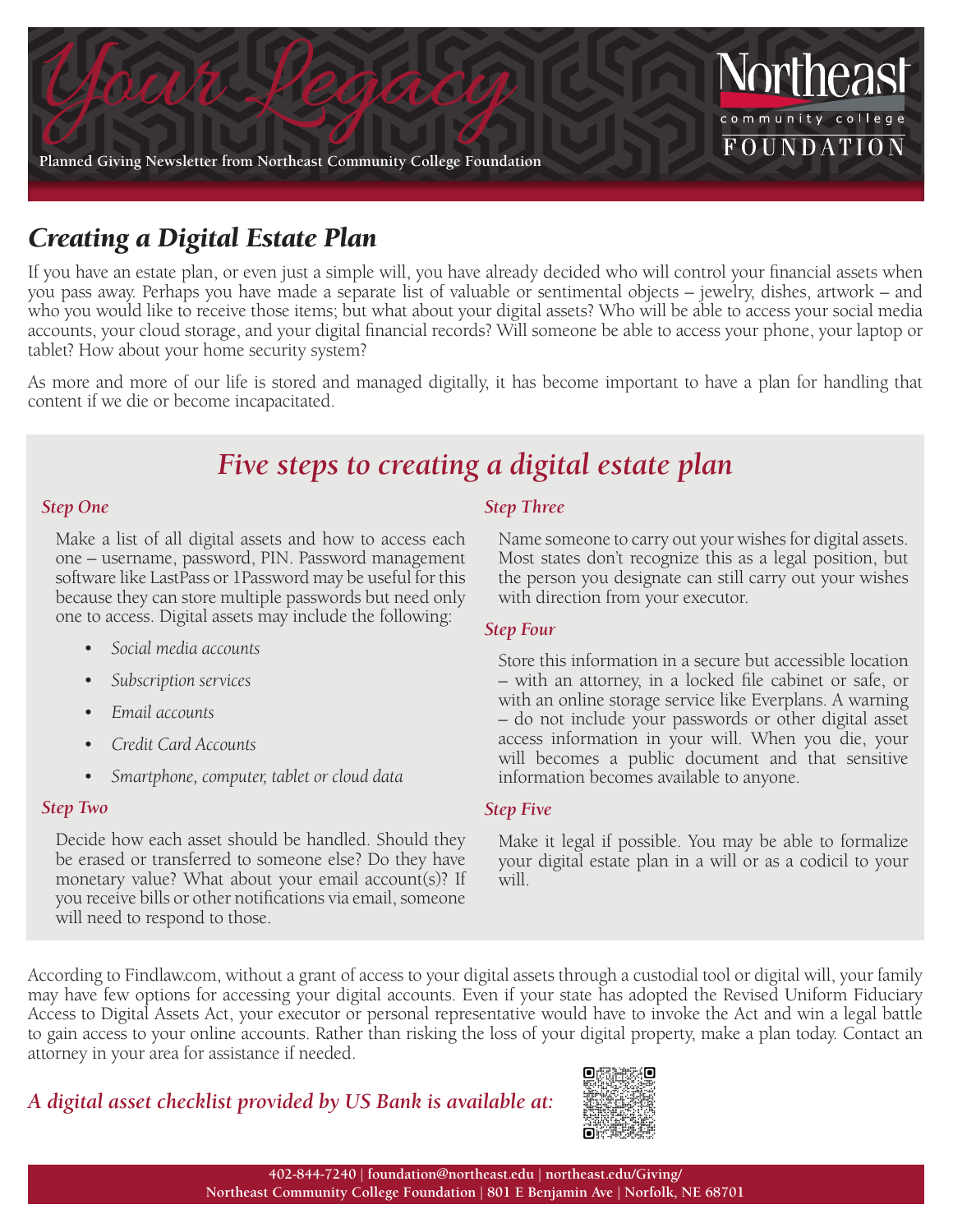# Your Legacy

Planned Giving Newsletter from Northeast Community College Foundation

Northeast community college FOUNDATION

## *Creating a Digital Estate Plan*

If you have an estate plan, or even just a simple will, you have already decided who will control your financial assets when you pass away. Perhaps you have made a separate list of valuable or sentimental objects – jewelry, dishes, artwork – and who you would like to receive those items; but what about your digital assets? Who will be able to access your social media accounts, your cloud storage, and your digital financial records? Will someone be able to access your phone, your laptop or tablet? How about your home security system?

As more and more of our life is stored and managed digitally, it has become important to have a plan for handling that content if we die or become incapacitated.

## *Five steps to creating a digital estate plan*

### *Step One*

Make a list of all digital assets and how to access each one – username, password, PIN. Password management software like LastPass or 1Password may be useful for this because they can store multiple passwords but need only one to access. Digital assets may include the following:

- *Social media accounts*
- *Subscription services*
- *Email accounts*
- *Credit Card Accounts*
- *Smartphone, computer, tablet or cloud data*

### *Step Two*

Decide how each asset should be handled. Should they be erased or transferred to someone else? Do they have monetary value? What about your email account(s)? If you receive bills or other notifications via email, someone will need to respond to those.

### *Step Three*

Name someone to carry out your wishes for digital assets. Most states don't recognize this as a legal position, but the person you designate can still carry out your wishes with direction from your executor.

### *Step Four*

Store this information in a secure but accessible location – with an attorney, in a locked file cabinet or safe, or with an online storage service like Everplans. A warning – do not include your passwords or other digital asset access information in your will. When you die, your will becomes a public document and that sensitive information becomes available to anyone.

### *Step Five*

Make it legal if possible. You may be able to formalize your digital estate plan in a will or as a codicil to your will.

According to Findlaw.com, without a grant of access to your digital assets through a custodial tool or digital will, your family may have few options for accessing your digital accounts. Even if your state has adopted the Revised Uniform Fiduciary Access to Digital Assets Act, your executor or personal representative would have to invoke the Act and win a legal battle to gain access to your online accounts. Rather than risking the loss of your digital property, make a plan today. Contact an attorney in your area for assistance if needed.

***A digital asset checklist provided by US Bank is available at:***

**402-844-7240 | foundation@northeast.edu | northeast.edu/Giving/**
**Northeast Community College Foundation | 801 E Benjamin Ave | Norfolk, NE 68701**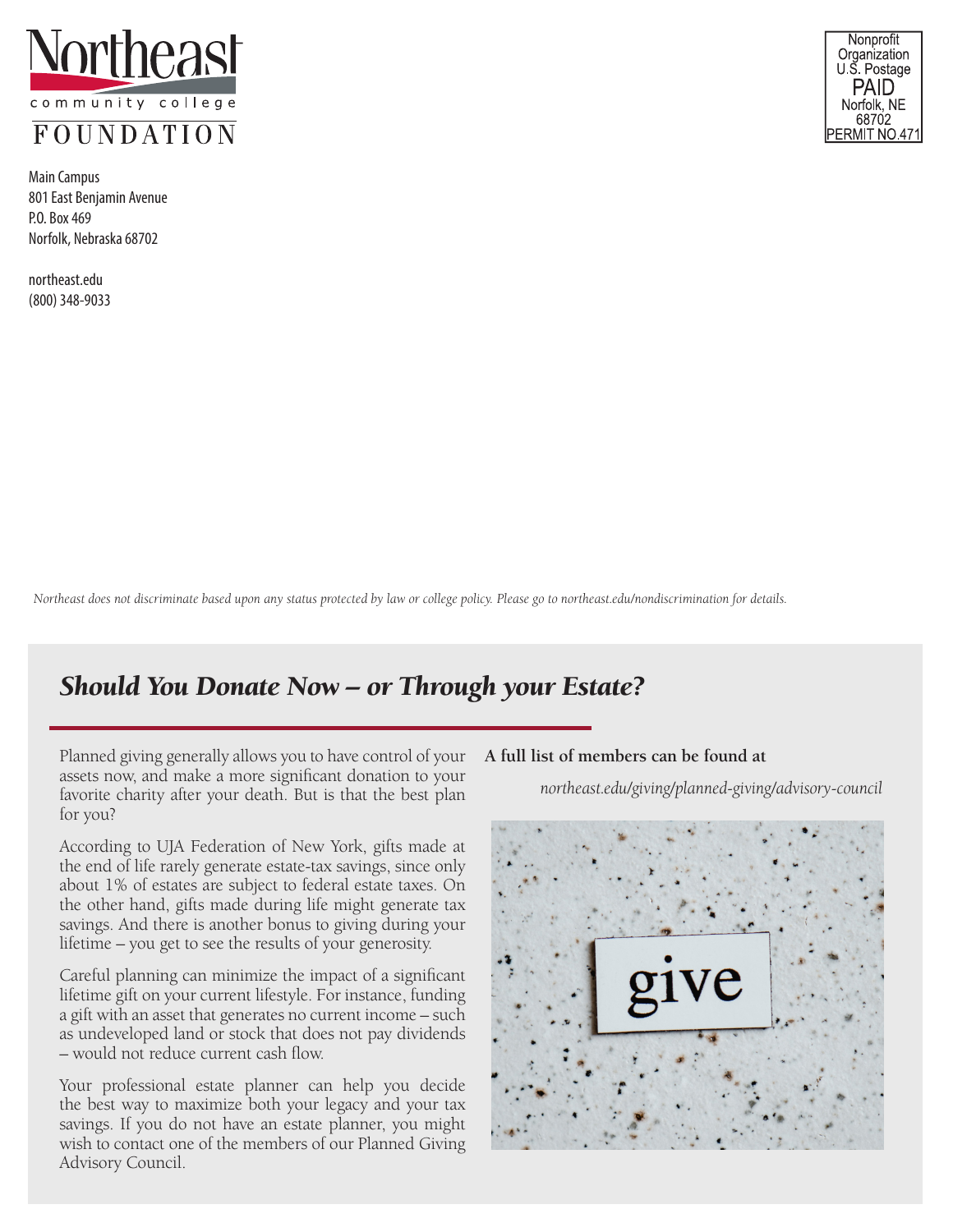Northeast community college FOUNDATION

Main Campus
801 East Benjamin Avenue
P.O. Box 469
Norfolk, Nebraska 68702

northeast.edu
(800) 348-9033

Nonprofit Organization
U.S. Postage
PAID
Norfolk, NE
68702
PERMIT NO.471

*Northeast does not discriminate based upon any status protected by law or college policy. Please go to northeast.edu/nondiscrimination for details.*

## *Should You Donate Now – or Through your Estate?*

Planned giving generally allows you to have control of your assets now, and make a more significant donation to your favorite charity after your death. But is that the best plan for you?

According to UJA Federation of New York, gifts made at the end of life rarely generate estate-tax savings, since only about 1% of estates are subject to federal estate taxes. On the other hand, gifts made during life might generate tax savings. And there is another bonus to giving during your lifetime – you get to see the results of your generosity.

Careful planning can minimize the impact of a significant lifetime gift on your current lifestyle. For instance, funding a gift with an asset that generates no current income – such as undeveloped land or stock that does not pay dividends – would not reduce current cash flow.

Your professional estate planner can help you decide the best way to maximize both your legacy and your tax savings. If you do not have an estate planner, you might wish to contact one of the members of our Planned Giving Advisory Council.

**A full list of members can be found at**

*northeast.edu/giving/planned-giving/advisory-council*